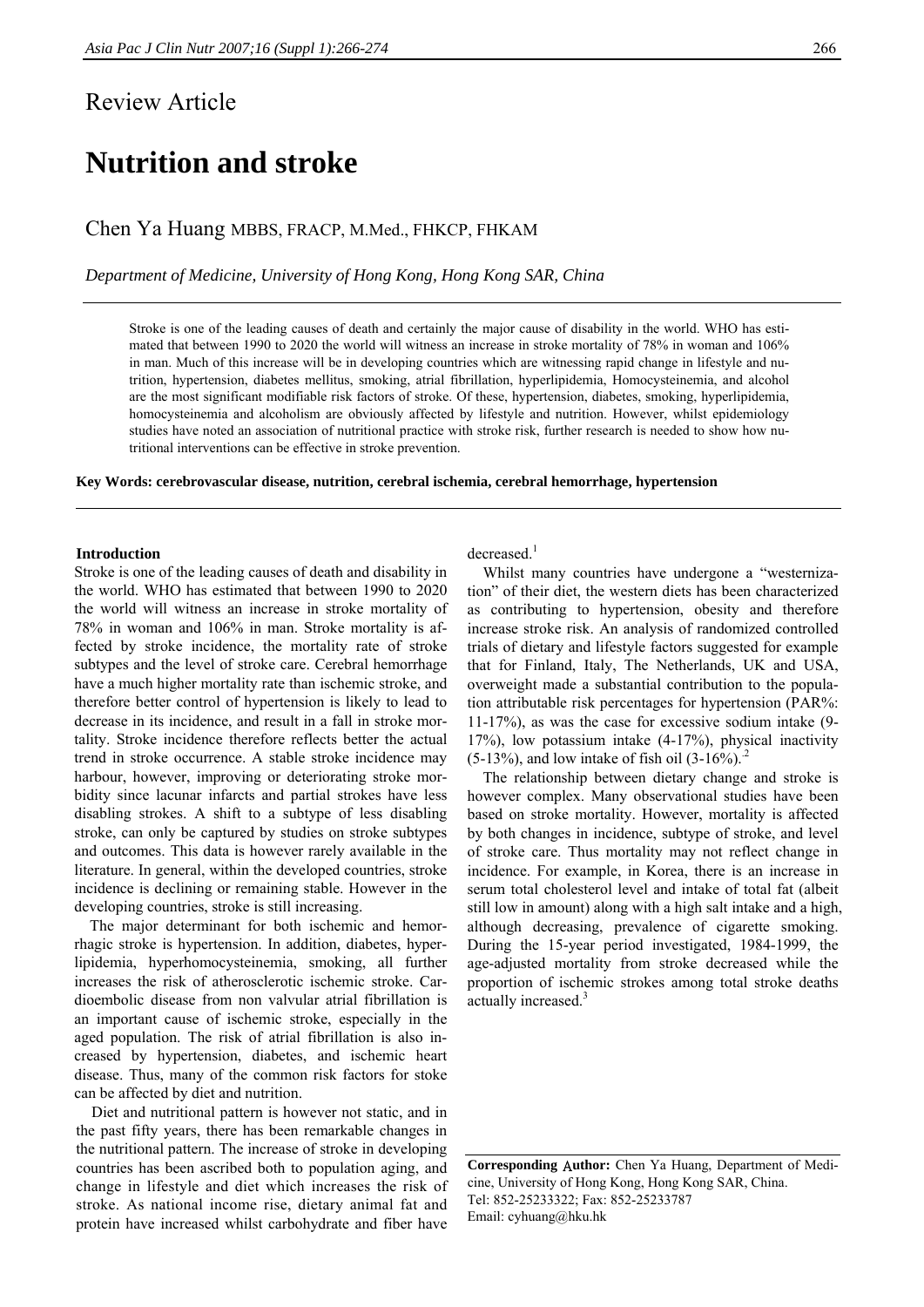Review Article

# Nutrition and stroke

Chen Ya Huang MBBS, FRACP, M.Med., FHKCP, FHKAM

*Department of Medicine, University of Hong Kong, Hong Kong SAR, China*

Stroke is one of the leading causes of death and certainly the major cause of disability in the world. WHO has estimated that between 1990 to 2020 the world will witness an increase in stroke mortality of 78% in woman and 106% in man. Much of this increase will be in developing countries which are witnessing rapid change in lifestyle and nutrition, hypertension, diabetes mellitus, smoking, atrial fibrillation, hyperlipidemia, Homocysteinemia, and alcohol are the most significant modifiable risk factors of stroke. Of these, hypertension, diabetes, smoking, hyperlipidemia, homocysteinemia and alcoholism are obviously affected by lifestyle and nutrition. However, whilst epidemiology studies have noted an association of nutritional practice with stroke risk, further research is needed to show how nutritional interventions can be effective in stroke prevention.

**Key Words: cerebrovascular disease, nutrition, cerebral ischemia, cerebral hemorrhage, hypertension**

## Introduction

Stroke is one of the leading causes of death and disability in the world. WHO has estimated that between 1990 to 2020 the world will witness an increase in stroke mortality of 78% in woman and 106% in man. Stroke mortality is affected by stroke incidence, the mortality rate of stroke subtypes and the level of stroke care. Cerebral hemorrhage have a much higher mortality rate than ischemic stroke, and therefore better control of hypertension is likely to lead to decrease in its incidence, and result in a fall in stroke mortality. Stroke incidence therefore reflects better the actual trend in stroke occurrence. A stable stroke incidence may harbour, however, improving or deteriorating stroke morbidity since lacunar infarcts and partial strokes have less disabling strokes. A shift to a subtype of less disabling stroke, can only be captured by studies on stroke subtypes and outcomes. This data is however rarely available in the literature. In general, within the developed countries, stroke incidence is declining or remaining stable. However in the developing countries, stroke is still increasing.

The major determinant for both ischemic and hemorrhagic stroke is hypertension. In addition, diabetes, hyperlipidemia, hyperhomocysteinemia, smoking, all further increases the risk of atherosclerotic ischemic stroke. Cardioembolic disease from non valvular atrial fibrillation is an important cause of ischemic stroke, especially in the aged population. The risk of atrial fibrillation is also increased by hypertension, diabetes, and ischemic heart disease. Thus, many of the common risk factors for stroke can be affected by diet and nutrition.

Diet and nutritional pattern is however not static, and in the past fifty years, there has been remarkable changes in the nutritional pattern. The increase of stroke in developing countries has been ascribed both to population aging, and change in lifestyle and diet which increases the risk of stroke. As national income rise, dietary animal fat and protein have increased whilst carbohydrate and fiber have decreased.[1]

Whilst many countries have undergone a "westernization" of their diet, the western diets has been characterized as contributing to hypertension, obesity and therefore increase stroke risk. An analysis of randomized controlled trials of dietary and lifestyle factors suggested for example that for Finland, Italy, The Netherlands, UK and USA, overweight made a substantial contribution to the population attributable risk percentages for hypertension (PAR%: 11-17%), as was the case for excessive sodium intake (9-17%), low potassium intake (4-17%), physical inactivity (5-13%), and low intake of fish oil (3-16%).[2]

The relationship between dietary change and stroke is however complex. Many observational studies have been based on stroke mortality. However, mortality is affected by both changes in incidence, subtype of stroke, and level of stroke care. Thus mortality may not reflect change in incidence. For example, in Korea, there is an increase in serum total cholesterol level and intake of total fat (albeit still low in amount) along with a high salt intake and a high, although decreasing, prevalence of cigarette smoking. During the 15-year period investigated, 1984-1999, the age-adjusted mortality from stroke decreased while the proportion of ischemic strokes among total stroke deaths actually increased.[3]

**Corresponding Author:** Chen Ya Huang, Department of Medicine, University of Hong Kong, Hong Kong SAR, China.
Tel: 852-25233322; Fax: 852-25233787
Email: cyhuang@hku.hk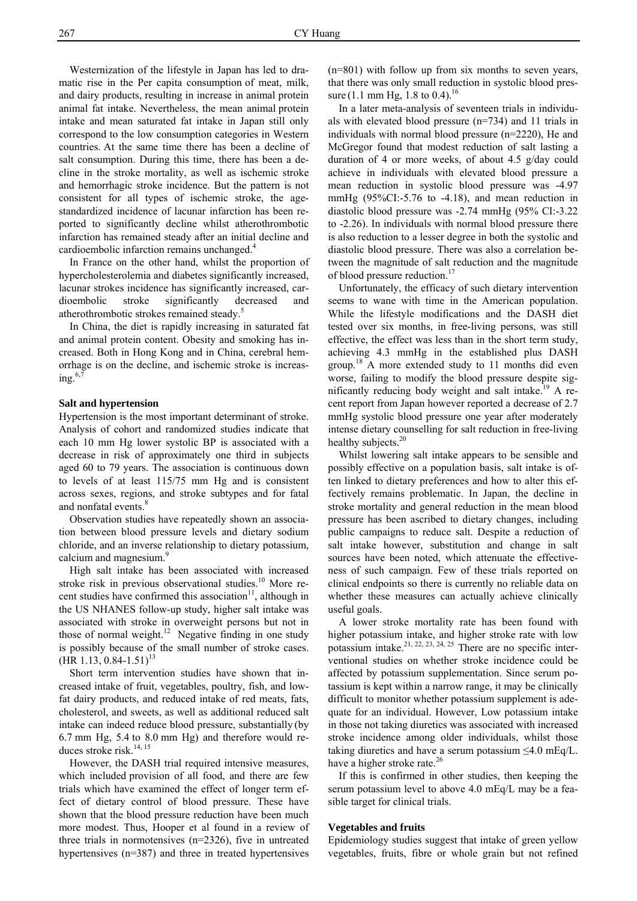Westernization of the lifestyle in Japan has led to dramatic rise in the Per capita consumption of meat, milk, and dairy products, resulting in increase in animal protein animal fat intake. Nevertheless, the mean animal protein intake and mean saturated fat intake in Japan still only correspond to the low consumption categories in Western countries. At the same time there has been a decline of salt consumption. During this time, there has been a decline in the stroke mortality, as well as ischemic stroke and hemorrhagic stroke incidence. But the pattern is not consistent for all types of ischemic stroke, the age-standardized incidence of lacunar infarction has been reported to significantly decline whilst atherothrombotic infarction has remained steady after an initial decline and cardioembolic infarction remains unchanged.[4]

In France on the other hand, whilst the proportion of hypercholesterolemia and diabetes significantly increased, lacunar strokes incidence has significantly increased, cardioembolic stroke significantly decreased and atherothrombotic strokes remained steady.[5]

In China, the diet is rapidly increasing in saturated fat and animal protein content. Obesity and smoking has increased. Both in Hong Kong and in China, cerebral hemorrhage is on the decline, and ischemic stroke is increasing.[6,7]

**Salt and hypertension**

Hypertension is the most important determinant of stroke. Analysis of cohort and randomized studies indicate that each 10 mm Hg lower systolic BP is associated with a decrease in risk of approximately one third in subjects aged 60 to 79 years. The association is continuous down to levels of at least 115/75 mm Hg and is consistent across sexes, regions, and stroke subtypes and for fatal and nonfatal events.[8]

Observation studies have repeatedly shown an association between blood pressure levels and dietary sodium chloride, and an inverse relationship to dietary potassium, calcium and magnesium.[9]

High salt intake has been associated with increased stroke risk in previous observational studies.[10] More recent studies have confirmed this association[11], although in the US NHANES follow-up study, higher salt intake was associated with stroke in overweight persons but not in those of normal weight.[12] Negative finding in one study is possibly because of the small number of stroke cases. (HR 1.13, 0.84-1.51)[13]

Short term intervention studies have shown that increased intake of fruit, vegetables, poultry, fish, and low-fat dairy products, and reduced intake of red meats, fats, cholesterol, and sweets, as well as additional reduced salt intake can indeed reduce blood pressure, substantially (by 6.7 mm Hg, 5.4 to 8.0 mm Hg) and therefore would reduces stroke risk.[14, 15]

However, the DASH trial required intensive measures, which included provision of all food, and there are few trials which have examined the effect of longer term effect of dietary control of blood pressure. These have shown that the blood pressure reduction have been much more modest. Thus, Hooper et al found in a review of three trials in normotensives (n=2326), five in untreated hypertensives (n=387) and three in treated hypertensives (n=801) with follow up from six months to seven years, that there was only small reduction in systolic blood pressure (1.1 mm Hg, 1.8 to 0.4).[16]

In a later meta-analysis of seventeen trials in individuals with elevated blood pressure (n=734) and 11 trials in individuals with normal blood pressure (n=2220), He and McGregor found that modest reduction of salt lasting a duration of 4 or more weeks, of about 4.5 g/day could achieve in individuals with elevated blood pressure a mean reduction in systolic blood pressure was -4.97 mmHg (95%CI:-5.76 to -4.18), and mean reduction in diastolic blood pressure was -2.74 mmHg (95% CI:-3.22 to -2.26). In individuals with normal blood pressure there is also reduction to a lesser degree in both the systolic and diastolic blood pressure. There was also a correlation between the magnitude of salt reduction and the magnitude of blood pressure reduction.[17]

Unfortunately, the efficacy of such dietary intervention seems to wane with time in the American population. While the lifestyle modifications and the DASH diet tested over six months, in free-living persons, was still effective, the effect was less than in the short term study, achieving 4.3 mmHg in the established plus DASH group.[18] A more extended study to 11 months did even worse, failing to modify the blood pressure despite significantly reducing body weight and salt intake.[19] A recent report from Japan however reported a decrease of 2.7 mmHg systolic blood pressure one year after moderately intense dietary counselling for salt reduction in free-living healthy subjects.[20]

Whilst lowering salt intake appears to be sensible and possibly effective on a population basis, salt intake is often linked to dietary preferences and how to alter this effectively remains problematic. In Japan, the decline in stroke mortality and general reduction in the mean blood pressure has been ascribed to dietary changes, including public campaigns to reduce salt. Despite a reduction of salt intake however, substitution and change in salt sources have been noted, which attenuate the effectiveness of such campaign. Few of these trials reported on clinical endpoints so there is currently no reliable data on whether these measures can actually achieve clinically useful goals.

A lower stroke mortality rate has been found with higher potassium intake, and higher stroke rate with low potassium intake.[21, 22, 23, 24, 25] There are no specific interventional studies on whether stroke incidence could be affected by potassium supplementation. Since serum potassium is kept within a narrow range, it may be clinically difficult to monitor whether potassium supplement is adequate for an individual. However, Low potassium intake in those not taking diuretics was associated with increased stroke incidence among older individuals, whilst those taking diuretics and have a serum potassium ≤4.0 mEq/L. have a higher stroke rate.[26]

If this is confirmed in other studies, then keeping the serum potassium level to above 4.0 mEq/L may be a feasible target for clinical trials.

**Vegetables and fruits**

Epidemiology studies suggest that intake of green yellow vegetables, fruits, fibre or whole grain but not refined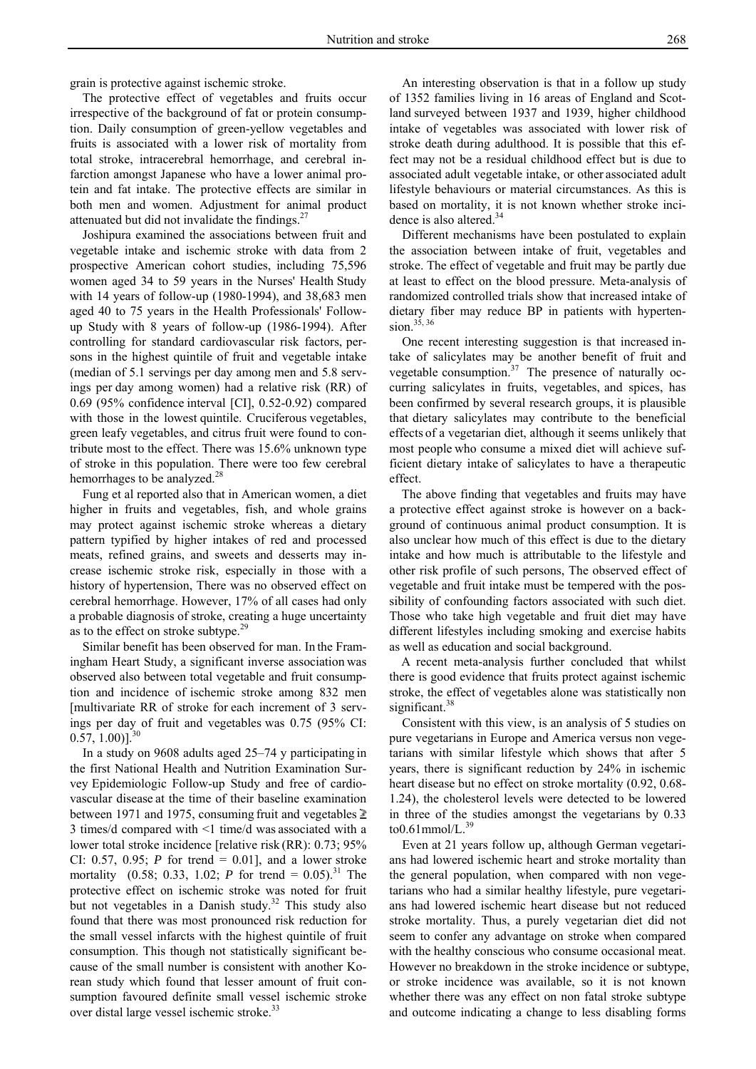grain is protective against ischemic stroke.

The protective effect of vegetables and fruits occur irrespective of the background of fat or protein consumption. Daily consumption of green-yellow vegetables and fruits is associated with a lower risk of mortality from total stroke, intracerebral hemorrhage, and cerebral infarction amongst Japanese who have a lower animal protein and fat intake. The protective effects are similar in both men and women. Adjustment for animal product attenuated but did not invalidate the findings.[27]

Joshipura examined the associations between fruit and vegetable intake and ischemic stroke with data from 2 prospective American cohort studies, including 75,596 women aged 34 to 59 years in the Nurses' Health Study with 14 years of follow-up (1980-1994), and 38,683 men aged 40 to 75 years in the Health Professionals' Follow-up Study with 8 years of follow-up (1986-1994). After controlling for standard cardiovascular risk factors, persons in the highest quintile of fruit and vegetable intake (median of 5.1 servings per day among men and 5.8 servings per day among women) had a relative risk (RR) of 0.69 (95% confidence interval [CI], 0.52-0.92) compared with those in the lowest quintile. Cruciferous vegetables, green leafy vegetables, and citrus fruit were found to contribute most to the effect. There was 15.6% unknown type of stroke in this population. There were too few cerebral hemorrhages to be analyzed.[28]

Fung et al reported also that in American women, a diet higher in fruits and vegetables, fish, and whole grains may protect against ischemic stroke whereas a dietary pattern typified by higher intakes of red and processed meats, refined grains, and sweets and desserts may increase ischemic stroke risk, especially in those with a history of hypertension, There was no observed effect on cerebral hemorrhage. However, 17% of all cases had only a probable diagnosis of stroke, creating a huge uncertainty as to the effect on stroke subtype.[29]

Similar benefit has been observed for man. In the Framingham Heart Study, a significant inverse association was observed also between total vegetable and fruit consumption and incidence of ischemic stroke among 832 men [multivariate RR of stroke for each increment of 3 servings per day of fruit and vegetables was 0.75 (95% CI: 0.57, 1.00)].[30]

In a study on 9608 adults aged 25–74 y participating in the first National Health and Nutrition Examination Survey Epidemiologic Follow-up Study and free of cardiovascular disease at the time of their baseline examination between 1971 and 1975, consuming fruit and vegetables $\geq$ 3 times/d compared with <1 time/d was associated with a lower total stroke incidence [relative risk (RR): 0.73; 95% CI: 0.57, 0.95; *P* for trend = 0.01], and a lower stroke mortality (0.58; 0.33, 1.02; *P* for trend = 0.05).[31] The protective effect on ischemic stroke was noted for fruit but not vegetables in a Danish study.[32] This study also found that there was most pronounced risk reduction for the small vessel infarcts with the highest quintile of fruit consumption. This though not statistically significant because of the small number is consistent with another Korean study which found that lesser amount of fruit consumption favoured definite small vessel ischemic stroke over distal large vessel ischemic stroke.[33]

An interesting observation is that in a follow up study of 1352 families living in 16 areas of England and Scotland surveyed between 1937 and 1939, higher childhood intake of vegetables was associated with lower risk of stroke death during adulthood. It is possible that this effect may not be a residual childhood effect but is due to associated adult vegetable intake, or other associated adult lifestyle behaviours or material circumstances. As this is based on mortality, it is not known whether stroke incidence is also altered.[34]

Different mechanisms have been postulated to explain the association between intake of fruit, vegetables and stroke. The effect of vegetable and fruit may be partly due at least to effect on the blood pressure. Meta-analysis of randomized controlled trials show that increased intake of dietary fiber may reduce BP in patients with hypertension.[35, 36]

One recent interesting suggestion is that increased intake of salicylates may be another benefit of fruit and vegetable consumption.[37] The presence of naturally occurring salicylates in fruits, vegetables, and spices, has been confirmed by several research groups, it is plausible that dietary salicylates may contribute to the beneficial effects of a vegetarian diet, although it seems unlikely that most people who consume a mixed diet will achieve sufficient dietary intake of salicylates to have a therapeutic effect.

The above finding that vegetables and fruits may have a protective effect against stroke is however on a background of continuous animal product consumption. It is also unclear how much of this effect is due to the dietary intake and how much is attributable to the lifestyle and other risk profile of such persons, The observed effect of vegetable and fruit intake must be tempered with the possibility of confounding factors associated with such diet. Those who take high vegetable and fruit diet may have different lifestyles including smoking and exercise habits as well as education and social background.

A recent meta-analysis further concluded that whilst there is good evidence that fruits protect against ischemic stroke, the effect of vegetables alone was statistically non significant.[38]

Consistent with this view, is an analysis of 5 studies on pure vegetarians in Europe and America versus non vegetarians with similar lifestyle which shows that after 5 years, there is significant reduction by 24% in ischemic heart disease but no effect on stroke mortality (0.92, 0.68-1.24), the cholesterol levels were detected to be lowered in three of the studies amongst the vegetarians by 0.33 to0.61mmol/L.[39]

Even at 21 years follow up, although German vegetarians had lowered ischemic heart and stroke mortality than the general population, when compared with non vegetarians who had a similar healthy lifestyle, pure vegetarians had lowered ischemic heart disease but not reduced stroke mortality. Thus, a purely vegetarian diet did not seem to confer any advantage on stroke when compared with the healthy conscious who consume occasional meat. However no breakdown in the stroke incidence or subtype, or stroke incidence was available, so it is not known whether there was any effect on non fatal stroke subtype and outcome indicating a change to less disabling forms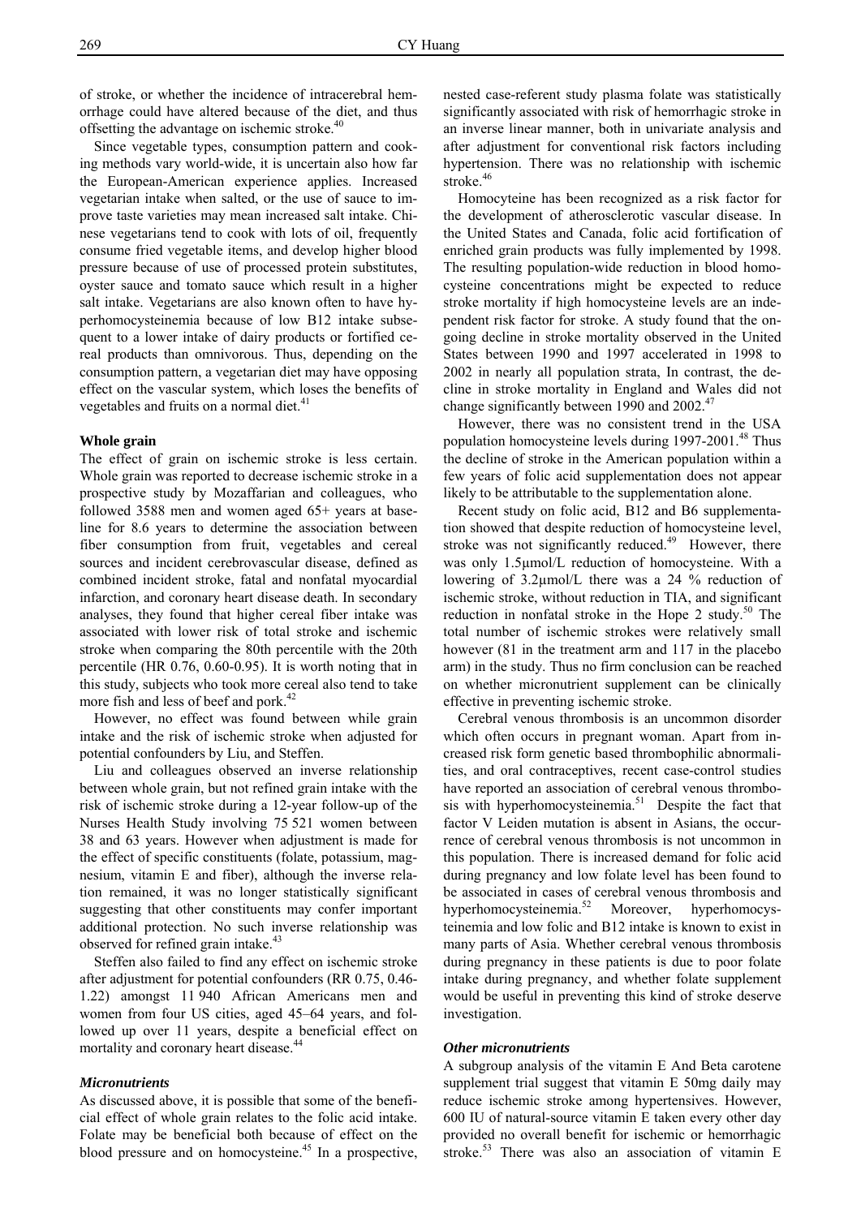of stroke, or whether the incidence of intracerebral hemorrhage could have altered because of the diet, and thus offsetting the advantage on ischemic stroke.[40]

Since vegetable types, consumption pattern and cooking methods vary world-wide, it is uncertain also how far the European-American experience applies. Increased vegetarian intake when salted, or the use of sauce to improve taste varieties may mean increased salt intake. Chinese vegetarians tend to cook with lots of oil, frequently consume fried vegetable items, and develop higher blood pressure because of use of processed protein substitutes, oyster sauce and tomato sauce which result in a higher salt intake. Vegetarians are also known often to have hyperhomocysteinemia because of low B12 intake subsequent to a lower intake of dairy products or fortified cereal products than omnivorous. Thus, depending on the consumption pattern, a vegetarian diet may have opposing effect on the vascular system, which loses the benefits of vegetables and fruits on a normal diet.[41]

**Whole grain**

The effect of grain on ischemic stroke is less certain. Whole grain was reported to decrease ischemic stroke in a prospective study by Mozaffarian and colleagues, who followed 3588 men and women aged 65+ years at baseline for 8.6 years to determine the association between fiber consumption from fruit, vegetables and cereal sources and incident cerebrovascular disease, defined as combined incident stroke, fatal and nonfatal myocardial infarction, and coronary heart disease death. In secondary analyses, they found that higher cereal fiber intake was associated with lower risk of total stroke and ischemic stroke when comparing the 80th percentile with the 20th percentile (HR 0.76, 0.60-0.95). It is worth noting that in this study, subjects who took more cereal also tend to take more fish and less of beef and pork.[42]

However, no effect was found between while grain intake and the risk of ischemic stroke when adjusted for potential confounders by Liu, and Steffen.

Liu and colleagues observed an inverse relationship between whole grain, but not refined grain intake with the risk of ischemic stroke during a 12-year follow-up of the Nurses Health Study involving 75 521 women between 38 and 63 years. However when adjustment is made for the effect of specific constituents (folate, potassium, magnesium, vitamin E and fiber), although the inverse relation remained, it was no longer statistically significant suggesting that other constituents may confer important additional protection. No such inverse relationship was observed for refined grain intake.[43]

Steffen also failed to find any effect on ischemic stroke after adjustment for potential confounders (RR 0.75, 0.46-1.22) amongst 11 940 African Americans men and women from four US cities, aged 45–64 years, and followed up over 11 years, despite a beneficial effect on mortality and coronary heart disease.[44]

***Micronutrients***

As discussed above, it is possible that some of the beneficial effect of whole grain relates to the folic acid intake. Folate may be beneficial both because of effect on the blood pressure and on homocysteine.[45] In a prospective, nested case-referent study plasma folate was statistically significantly associated with risk of hemorrhagic stroke in an inverse linear manner, both in univariate analysis and after adjustment for conventional risk factors including hypertension. There was no relationship with ischemic stroke.[46]

Homocyteine has been recognized as a risk factor for the development of atherosclerotic vascular disease. In the United States and Canada, folic acid fortification of enriched grain products was fully implemented by 1998. The resulting population-wide reduction in blood homocysteine concentrations might be expected to reduce stroke mortality if high homocysteine levels are an independent risk factor for stroke. A study found that the ongoing decline in stroke mortality observed in the United States between 1990 and 1997 accelerated in 1998 to 2002 in nearly all population strata, In contrast, the decline in stroke mortality in England and Wales did not change significantly between 1990 and 2002.[47]

However, there was no consistent trend in the USA population homocysteine levels during 1997-2001.[48] Thus the decline of stroke in the American population within a few years of folic acid supplementation does not appear likely to be attributable to the supplementation alone.

Recent study on folic acid, B12 and B6 supplementation showed that despite reduction of homocysteine level, stroke was not significantly reduced.[49] However, there was only 1.5µmol/L reduction of homocysteine. With a lowering of 3.2µmol/L there was a 24 % reduction of ischemic stroke, without reduction in TIA, and significant reduction in nonfatal stroke in the Hope 2 study.[50] The total number of ischemic strokes were relatively small however (81 in the treatment arm and 117 in the placebo arm) in the study. Thus no firm conclusion can be reached on whether micronutrient supplement can be clinically effective in preventing ischemic stroke.

Cerebral venous thrombosis is an uncommon disorder which often occurs in pregnant woman. Apart from increased risk form genetic based thrombophilic abnormalities, and oral contraceptives, recent case-control studies have reported an association of cerebral venous thrombosis with hyperhomocysteinemia.[51] Despite the fact that factor V Leiden mutation is absent in Asians, the occurrence of cerebral venous thrombosis is not uncommon in this population. There is increased demand for folic acid during pregnancy and low folate level has been found to be associated in cases of cerebral venous thrombosis and hyperhomocysteinemia.[52] Moreover, hyperhomocysteinemia and low folic and B12 intake is known to exist in many parts of Asia. Whether cerebral venous thrombosis during pregnancy in these patients is due to poor folate intake during pregnancy, and whether folate supplement would be useful in preventing this kind of stroke deserve investigation.

***Other micronutrients***

A subgroup analysis of the vitamin E And Beta carotene supplement trial suggest that vitamin E 50mg daily may reduce ischemic stroke among hypertensives. However, 600 IU of natural-source vitamin E taken every other day provided no overall benefit for ischemic or hemorrhagic stroke.[53] There was also an association of vitamin E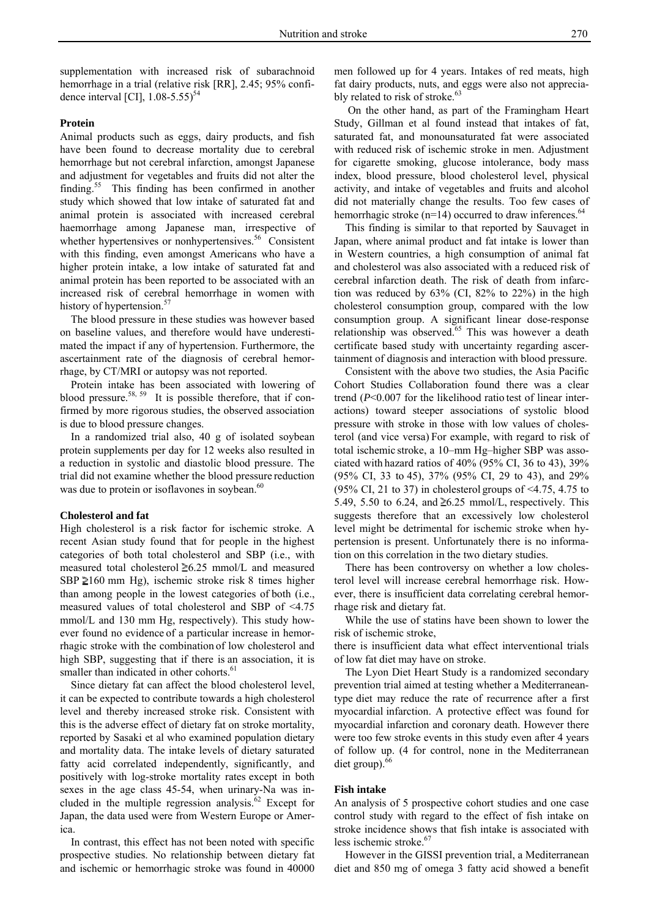supplementation with increased risk of subarachnoid hemorrhage in a trial (relative risk [RR], 2.45; 95% confidence interval [CI], 1.08-5.55)[54]

**Protein**

Animal products such as eggs, dairy products, and fish have been found to decrease mortality due to cerebral hemorrhage but not cerebral infarction, amongst Japanese and adjustment for vegetables and fruits did not alter the finding.[55] This finding has been confirmed in another study which showed that low intake of saturated fat and animal protein is associated with increased cerebral haemorrhage among Japanese man, irrespective of whether hypertensives or nonhypertensives.[56] Consistent with this finding, even amongst Americans who have a higher protein intake, a low intake of saturated fat and animal protein has been reported to be associated with an increased risk of cerebral hemorrhage in women with history of hypertension.[57]

The blood pressure in these studies was however based on baseline values, and therefore would have underestimated the impact if any of hypertension. Furthermore, the ascertainment rate of the diagnosis of cerebral hemorrhage, by CT/MRI or autopsy was not reported.

Protein intake has been associated with lowering of blood pressure.[58, 59] It is possible therefore, that if confirmed by more rigorous studies, the observed association is due to blood pressure changes.

In a randomized trial also, 40 g of isolated soybean protein supplements per day for 12 weeks also resulted in a reduction in systolic and diastolic blood pressure. The trial did not examine whether the blood pressure reduction was due to protein or isoflavones in soybean.[60]

**Cholesterol and fat**

High cholesterol is a risk factor for ischemic stroke. A recent Asian study found that for people in the highest categories of both total cholesterol and SBP (i.e., with measured total cholesterol ≧6.25 mmol/L and measured SBP ≧160 mm Hg), ischemic stroke risk 8 times higher than among people in the lowest categories of both (i.e., measured values of total cholesterol and SBP of <4.75 mmol/L and 130 mm Hg, respectively). This study however found no evidence of a particular increase in hemorrhagic stroke with the combination of low cholesterol and high SBP, suggesting that if there is an association, it is smaller than indicated in other cohorts.[61]

Since dietary fat can affect the blood cholesterol level, it can be expected to contribute towards a high cholesterol level and thereby increased stroke risk. Consistent with this is the adverse effect of dietary fat on stroke mortality, reported by Sasaki et al who examined population dietary and mortality data. The intake levels of dietary saturated fatty acid correlated independently, significantly, and positively with log-stroke mortality rates except in both sexes in the age class 45-54, when urinary-Na was included in the multiple regression analysis.[62] Except for Japan, the data used were from Western Europe or America.

In contrast, this effect has not been noted with specific prospective studies. No relationship between dietary fat and ischemic or hemorrhagic stroke was found in 40000 men followed up for 4 years. Intakes of red meats, high fat dairy products, nuts, and eggs were also not appreciably related to risk of stroke.[63]

On the other hand, as part of the Framingham Heart Study, Gillman et al found instead that intakes of fat, saturated fat, and monounsaturated fat were associated with reduced risk of ischemic stroke in men. Adjustment for cigarette smoking, glucose intolerance, body mass index, blood pressure, blood cholesterol level, physical activity, and intake of vegetables and fruits and alcohol did not materially change the results. Too few cases of hemorrhagic stroke (n=14) occurred to draw inferences.[64]

This finding is similar to that reported by Sauvaget in Japan, where animal product and fat intake is lower than in Western countries, a high consumption of animal fat and cholesterol was also associated with a reduced risk of cerebral infarction death. The risk of death from infarction was reduced by 63% (CI, 82% to 22%) in the high cholesterol consumption group, compared with the low consumption group. A significant linear dose-response relationship was observed.[65] This was however a death certificate based study with uncertainty regarding ascertainment of diagnosis and interaction with blood pressure.

Consistent with the above two studies, the Asia Pacific Cohort Studies Collaboration found there was a clear trend ($P<0.007$ for the likelihood ratio test of linear interactions) toward steeper associations of systolic blood pressure with stroke in those with low values of cholesterol (and vice versa) For example, with regard to risk of total ischemic stroke, a 10–mm Hg–higher SBP was associated with hazard ratios of 40% (95% CI, 36 to 43), 39% (95% CI, 33 to 45), 37% (95% CI, 29 to 43), and 29% (95% CI, 21 to 37) in cholesterol groups of <4.75, 4.75 to 5.49, 5.50 to 6.24, and ≧6.25 mmol/L, respectively. This suggests therefore that an excessively low cholesterol level might be detrimental for ischemic stroke when hypertension is present. Unfortunately there is no information on this correlation in the two dietary studies.

There has been controversy on whether a low cholesterol level will increase cerebral hemorrhage risk. However, there is insufficient data correlating cerebral hemorrhage risk and dietary fat.

While the use of statins have been shown to lower the risk of ischemic stroke,
there is insufficient data what effect interventional trials of low fat diet may have on stroke.

The Lyon Diet Heart Study is a randomized secondary prevention trial aimed at testing whether a Mediterranean-type diet may reduce the rate of recurrence after a first myocardial infarction. A protective effect was found for myocardial infarction and coronary death. However there were too few stroke events in this study even after 4 years of follow up. (4 for control, none in the Mediterranean diet group).[66]

**Fish intake**

An analysis of 5 prospective cohort studies and one case control study with regard to the effect of fish intake on stroke incidence shows that fish intake is associated with less ischemic stroke.[67]

However in the GISSI prevention trial, a Mediterranean diet and 850 mg of omega 3 fatty acid showed a benefit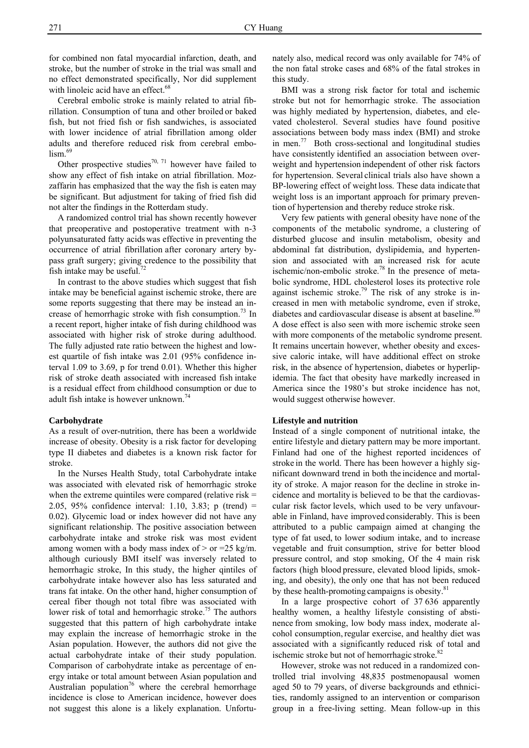for combined non fatal myocardial infarction, death, and stroke, but the number of stroke in the trial was small and no effect demonstrated specifically, Nor did supplement with linoleic acid have an effect.[68]

Cerebral embolic stroke is mainly related to atrial fibrillation. Consumption of tuna and other broiled or baked fish, but not fried fish or fish sandwiches, is associated with lower incidence of atrial fibrillation among older adults and therefore reduced risk from cerebral embolism.[69]

Other prospective studies[70, 71] however have failed to show any effect of fish intake on atrial fibrillation. Mozzaffarin has emphasized that the way the fish is eaten may be significant. But adjustment for taking of fried fish did not alter the findings in the Rotterdam study.

A randomized control trial has shown recently however that preoperative and postoperative treatment with n-3 polyunsaturated fatty acids was effective in preventing the occurrence of atrial fibrillation after coronary artery bypass graft surgery; giving credence to the possibility that fish intake may be useful.[72]

In contrast to the above studies which suggest that fish intake may be beneficial against ischemic stroke, there are some reports suggesting that there may be instead an increase of hemorrhagic stroke with fish consumption.[73] In a recent report, higher intake of fish during childhood was associated with higher risk of stroke during adulthood. The fully adjusted rate ratio between the highest and lowest quartile of fish intake was 2.01 (95% confidence interval 1.09 to 3.69, p for trend 0.01). Whether this higher risk of stroke death associated with increased fish intake is a residual effect from childhood consumption or due to adult fish intake is however unknown.[74]

### Carbohydrate

As a result of over-nutrition, there has been a worldwide increase of obesity. Obesity is a risk factor for developing type II diabetes and diabetes is a known risk factor for stroke.

In the Nurses Health Study, total Carbohydrate intake was associated with elevated risk of hemorrhagic stroke when the extreme quintiles were compared (relative risk = 2.05, 95% confidence interval: 1.10, 3.83; p (trend) = 0.02). Glycemic load or index however did not have any significant relationship. The positive association between carbohydrate intake and stroke risk was most evident among women with a body mass index of > or =25 kg/m. although curiously BMI itself was inversely related to hemorrhagic stroke, In this study, the higher qintiles of carbohydrate intake however also has less saturated and trans fat intake. On the other hand, higher consumption of cereal fiber though not total fibre was associated with lower risk of total and hemorrhagic stroke.[75] The authors suggested that this pattern of high carbohydrate intake may explain the increase of hemorrhagic stroke in the Asian population. However, the authors did not give the actual carbohydrate intake of their study population. Comparison of carbohydrate intake as percentage of energy intake or total amount between Asian population and Australian population[76] where the cerebral hemorrhage incidence is close to American incidence, however does not suggest this alone is a likely explanation. Unfortunately also, medical record was only available for 74% of the non fatal stroke cases and 68% of the fatal strokes in this study.

BMI was a strong risk factor for total and ischemic stroke but not for hemorrhagic stroke. The association was highly mediated by hypertension, diabetes, and elevated cholesterol. Several studies have found positive associations between body mass index (BMI) and stroke in men.[77] Both cross-sectional and longitudinal studies have consistently identified an association between overweight and hypertension independent of other risk factors for hypertension. Several clinical trials also have shown a BP-lowering effect of weight loss. These data indicate that weight loss is an important approach for primary prevention of hypertension and thereby reduce stroke risk.

Very few patients with general obesity have none of the components of the metabolic syndrome, a clustering of disturbed glucose and insulin metabolism, obesity and abdominal fat distribution, dyslipidemia, and hypertension and associated with an increased risk for acute ischemic/non-embolic stroke.[78] In the presence of metabolic syndrome, HDL cholesterol loses its protective role against ischemic stroke.[79] The risk of any stroke is increased in men with metabolic syndrome, even if stroke, diabetes and cardiovascular disease is absent at baseline.[80] A dose effect is also seen with more ischemic stroke seen with more components of the metabolic syndrome present. It remains uncertain however, whether obesity and excessive caloric intake, will have additional effect on stroke risk, in the absence of hypertension, diabetes or hyperlipidemia. The fact that obesity have markedly increased in America since the 1980's but stroke incidence has not, would suggest otherwise however.

### Lifestyle and nutrition

Instead of a single component of nutritional intake, the entire lifestyle and dietary pattern may be more important. Finland had one of the highest reported incidences of stroke in the world. There has been however a highly significant downward trend in both the incidence and mortality of stroke. A major reason for the decline in stroke incidence and mortality is believed to be that the cardiovascular risk factor levels, which used to be very unfavourable in Finland, have improved considerably. This is been attributed to a public campaign aimed at changing the type of fat used, to lower sodium intake, and to increase vegetable and fruit consumption, strive for better blood pressure control, and stop smoking, Of the 4 main risk factors (high blood pressure, elevated blood lipids, smoking, and obesity), the only one that has not been reduced by these health-promoting campaigns is obesity.[81]

In a large prospective cohort of 37 636 apparently healthy women, a healthy lifestyle consisting of abstinence from smoking, low body mass index, moderate alcohol consumption, regular exercise, and healthy diet was associated with a significantly reduced risk of total and ischemic stroke but not of hemorrhagic stroke.[82]

However, stroke was not reduced in a randomized controlled trial involving 48,835 postmenopausal women aged 50 to 79 years, of diverse backgrounds and ethnicities, randomly assigned to an intervention or comparison group in a free-living setting. Mean follow-up in this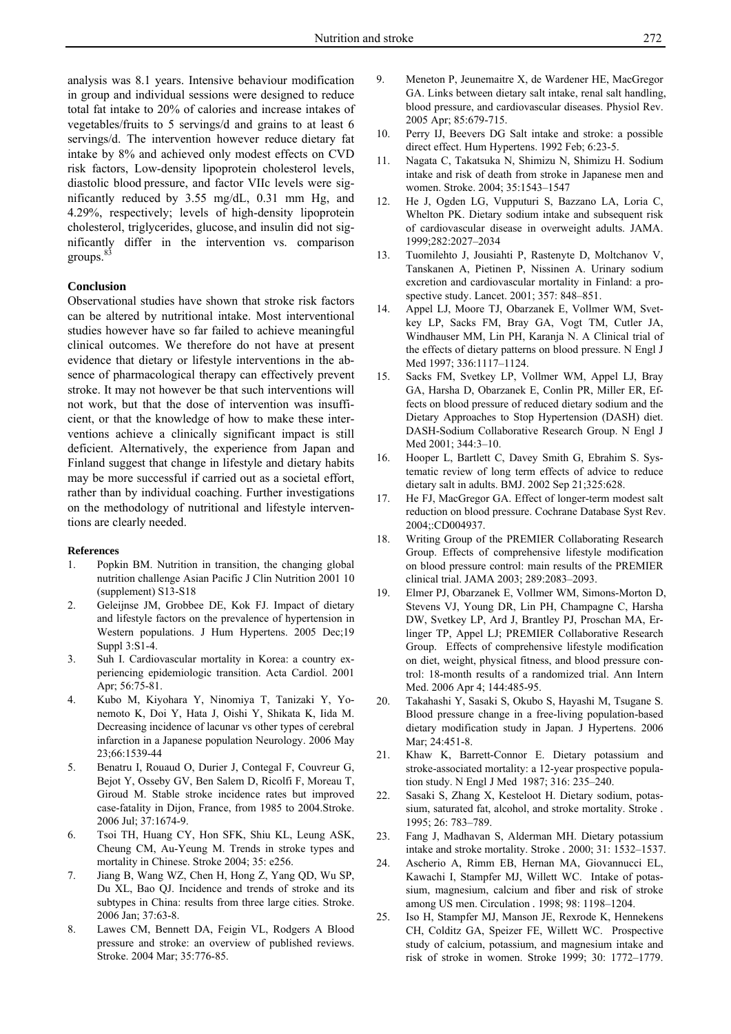analysis was 8.1 years. Intensive behaviour modification in group and individual sessions were designed to reduce total fat intake to 20% of calories and increase intakes of vegetables/fruits to 5 servings/d and grains to at least 6 servings/d. The intervention however reduce dietary fat intake by 8% and achieved only modest effects on CVD risk factors, Low-density lipoprotein cholesterol levels, diastolic blood pressure, and factor VIIc levels were significantly reduced by 3.55 mg/dL, 0.31 mm Hg, and 4.29%, respectively; levels of high-density lipoprotein cholesterol, triglycerides, glucose, and insulin did not significantly differ in the intervention vs. comparison groups.[83]

## Conclusion

Observational studies have shown that stroke risk factors can be altered by nutritional intake. Most interventional studies however have so far failed to achieve meaningful clinical outcomes. We therefore do not have at present evidence that dietary or lifestyle interventions in the absence of pharmacological therapy can effectively prevent stroke. It may not however be that such interventions will not work, but that the dose of intervention was insufficient, or that the knowledge of how to make these interventions achieve a clinically significant impact is still deficient. Alternatively, the experience from Japan and Finland suggest that change in lifestyle and dietary habits may be more successful if carried out as a societal effort, rather than by individual coaching. Further investigations on the methodology of nutritional and lifestyle interventions are clearly needed.

### References

1. Popkin BM. Nutrition in transition, the changing global nutrition challenge Asian Pacific J Clin Nutrition 2001 10 (supplement) S13-S18
2. Geleijnse JM, Grobbee DE, Kok FJ. Impact of dietary and lifestyle factors on the prevalence of hypertension in Western populations. J Hum Hypertens. 2005 Dec;19 Suppl 3:S1-4.
3. Suh I. Cardiovascular mortality in Korea: a country experiencing epidemiologic transition. Acta Cardiol. 2001 Apr; 56:75-81.
4. Kubo M, Kiyohara Y, Ninomiya T, Tanizaki Y, Yonemoto K, Doi Y, Hata J, Oishi Y, Shikata K, Iida M. Decreasing incidence of lacunar vs other types of cerebral infarction in a Japanese population Neurology. 2006 May 23;66:1539-44
5. Benatru I, Rouaud O, Durier J, Contegal F, Couvreur G, Bejot Y, Osseby GV, Ben Salem D, Ricolfi F, Moreau T, Giroud M. Stable stroke incidence rates but improved case-fatality in Dijon, France, from 1985 to 2004.Stroke. 2006 Jul; 37:1674-9.
6. Tsoi TH, Huang CY, Hon SFK, Shiu KL, Leung ASK, Cheung CM, Au-Yeung M. Trends in stroke types and mortality in Chinese. Stroke 2004; 35: e256.
7. Jiang B, Wang WZ, Chen H, Hong Z, Yang QD, Wu SP, Du XL, Bao QJ. Incidence and trends of stroke and its subtypes in China: results from three large cities. Stroke. 2006 Jan; 37:63-8.
8. Lawes CM, Bennett DA, Feigin VL, Rodgers A Blood pressure and stroke: an overview of published reviews. Stroke. 2004 Mar; 35:776-85.
9. Meneton P, Jeunemaitre X, de Wardener HE, MacGregor GA. Links between dietary salt intake, renal salt handling, blood pressure, and cardiovascular diseases. Physiol Rev. 2005 Apr; 85:679-715.
10. Perry IJ, Beevers DG Salt intake and stroke: a possible direct effect. Hum Hypertens. 1992 Feb; 6:23-5.
11. Nagata C, Takatsuka N, Shimizu N, Shimizu H. Sodium intake and risk of death from stroke in Japanese men and women. Stroke. 2004; 35:1543–1547
12. He J, Ogden LG, Vupputuri S, Bazzano LA, Loria C, Whelton PK. Dietary sodium intake and subsequent risk of cardiovascular disease in overweight adults. JAMA. 1999;282:2027–2034
13. Tuomilehto J, Jousiahti P, Rastenyte D, Moltchanov V, Tanskanen A, Pietinen P, Nissinen A. Urinary sodium excretion and cardiovascular mortality in Finland: a prospective study. Lancet. 2001; 357: 848–851.
14. Appel LJ, Moore TJ, Obarzanek E, Vollmer WM, Svetkey LP, Sacks FM, Bray GA, Vogt TM, Cutler JA, Windhauser MM, Lin PH, Karanja N. A Clinical trial of the effects of dietary patterns on blood pressure. N Engl J Med 1997; 336:1117–1124.
15. Sacks FM, Svetkey LP, Vollmer WM, Appel LJ, Bray GA, Harsha D, Obarzanek E, Conlin PR, Miller ER, Effects on blood pressure of reduced dietary sodium and the Dietary Approaches to Stop Hypertension (DASH) diet. DASH-Sodium Collaborative Research Group. N Engl J Med 2001; 344:3–10.
16. Hooper L, Bartlett C, Davey Smith G, Ebrahim S. Systematic review of long term effects of advice to reduce dietary salt in adults. BMJ. 2002 Sep 21;325:628.
17. He FJ, MacGregor GA. Effect of longer-term modest salt reduction on blood pressure. Cochrane Database Syst Rev. 2004;:CD004937.
18. Writing Group of the PREMIER Collaborating Research Group. Effects of comprehensive lifestyle modification on blood pressure control: main results of the PREMIER clinical trial. JAMA 2003; 289:2083–2093.
19. Elmer PJ, Obarzanek E, Vollmer WM, Simons-Morton D, Stevens VJ, Young DR, Lin PH, Champagne C, Harsha DW, Svetkey LP, Ard J, Brantley PJ, Proschan MA, Erlinger TP, Appel LJ; PREMIER Collaborative Research Group. Effects of comprehensive lifestyle modification on diet, weight, physical fitness, and blood pressure control: 18-month results of a randomized trial. Ann Intern Med. 2006 Apr 4; 144:485-95.
20. Takahashi Y, Sasaki S, Okubo S, Hayashi M, Tsugane S. Blood pressure change in a free-living population-based dietary modification study in Japan. J Hypertens. 2006 Mar; 24:451-8.
21. Khaw K, Barrett-Connor E. Dietary potassium and stroke-associated mortality: a 12-year prospective population study. N Engl J Med 1987; 316: 235–240.
22. Sasaki S, Zhang X, Kesteloot H. Dietary sodium, potassium, saturated fat, alcohol, and stroke mortality. Stroke . 1995; 26: 783–789.
23. Fang J, Madhavan S, Alderman MH. Dietary potassium intake and stroke mortality. Stroke . 2000; 31: 1532–1537.
24. Ascherio A, Rimm EB, Hernan MA, Giovannucci EL, Kawachi I, Stampfer MJ, Willett WC. Intake of potassium, magnesium, calcium and fiber and risk of stroke among US men. Circulation . 1998; 98: 1198–1204.
25. Iso H, Stampfer MJ, Manson JE, Rexrode K, Hennekens CH, Colditz GA, Speizer FE, Willett WC. Prospective study of calcium, potassium, and magnesium intake and risk of stroke in women. Stroke 1999; 30: 1772–1779.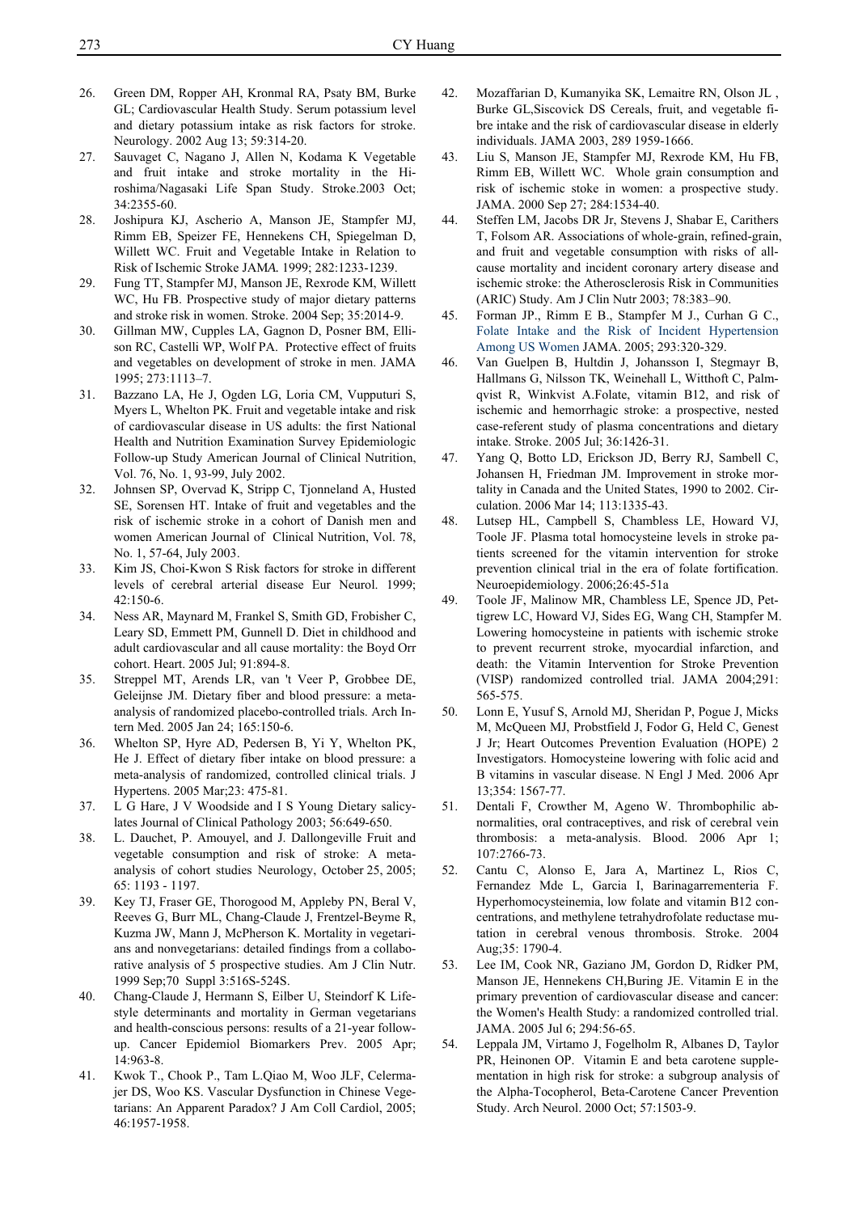26. Green DM, Ropper AH, Kronmal RA, Psaty BM, Burke GL; Cardiovascular Health Study. Serum potassium level and dietary potassium intake as risk factors for stroke. Neurology. 2002 Aug 13; 59:314-20.
27. Sauvaget C, Nagano J, Allen N, Kodama K Vegetable and fruit intake and stroke mortality in the Hiroshima/Nagasaki Life Span Study. Stroke.2003 Oct; 34:2355-60.
28. Joshipura KJ, Ascherio A, Manson JE, Stampfer MJ, Rimm EB, Speizer FE, Hennekens CH, Spiegelman D, Willett WC. Fruit and Vegetable Intake in Relation to Risk of Ischemic Stroke JAMA. 1999; 282:1233-1239.
29. Fung TT, Stampfer MJ, Manson JE, Rexrode KM, Willett WC, Hu FB. Prospective study of major dietary patterns and stroke risk in women. Stroke. 2004 Sep; 35:2014-9.
30. Gillman MW, Cupples LA, Gagnon D, Posner BM, Ellison RC, Castelli WP, Wolf PA. Protective effect of fruits and vegetables on development of stroke in men. JAMA 1995; 273:1113–7.
31. Bazzano LA, He J, Ogden LG, Loria CM, Vupputuri S, Myers L, Whelton PK. Fruit and vegetable intake and risk of cardiovascular disease in US adults: the first National Health and Nutrition Examination Survey Epidemiologic Follow-up Study American Journal of Clinical Nutrition, Vol. 76, No. 1, 93-99, July 2002.
32. Johnsen SP, Overvad K, Stripp C, Tjonneland A, Husted SE, Sorensen HT. Intake of fruit and vegetables and the risk of ischemic stroke in a cohort of Danish men and women American Journal of Clinical Nutrition, Vol. 78, No. 1, 57-64, July 2003.
33. Kim JS, Choi-Kwon S Risk factors for stroke in different levels of cerebral arterial disease Eur Neurol. 1999; 42:150-6.
34. Ness AR, Maynard M, Frankel S, Smith GD, Frobisher C, Leary SD, Emmett PM, Gunnell D. Diet in childhood and adult cardiovascular and all cause mortality: the Boyd Orr cohort. Heart. 2005 Jul; 91:894-8.
35. Streppel MT, Arends LR, van 't Veer P, Grobbee DE, Geleijnse JM. Dietary fiber and blood pressure: a meta-analysis of randomized placebo-controlled trials. Arch Intern Med. 2005 Jan 24; 165:150-6.
36. Whelton SP, Hyre AD, Pedersen B, Yi Y, Whelton PK, He J. Effect of dietary fiber intake on blood pressure: a meta-analysis of randomized, controlled clinical trials. J Hypertens. 2005 Mar;23: 475-81.
37. L G Hare, J V Woodside and I S Young Dietary salicylates Journal of Clinical Pathology 2003; 56:649-650.
38. L. Dauchet, P. Amouyel, and J. Dallongeville Fruit and vegetable consumption and risk of stroke: A meta-analysis of cohort studies Neurology, October 25, 2005; 65: 1193 - 1197.
39. Key TJ, Fraser GE, Thorogood M, Appleby PN, Beral V, Reeves G, Burr ML, Chang-Claude J, Frentzel-Beyme R, Kuzma JW, Mann J, McPherson K. Mortality in vegetarians and nonvegetarians: detailed findings from a collaborative analysis of 5 prospective studies. Am J Clin Nutr. 1999 Sep;70 Suppl 3:516S-524S.
40. Chang-Claude J, Hermann S, Eilber U, Steindorf K Lifestyle determinants and mortality in German vegetarians and health-conscious persons: results of a 21-year follow-up. Cancer Epidemiol Biomarkers Prev. 2005 Apr; 14:963-8.
41. Kwok T., Chook P., Tam L.Qiao M, Woo JLF, Celermajer DS, Woo KS. Vascular Dysfunction in Chinese Vegetarians: An Apparent Paradox? J Am Coll Cardiol, 2005; 46:1957-1958.
42. Mozaffarian D, Kumanyika SK, Lemaitre RN, Olson JL , Burke GL,Siscovick DS Cereals, fruit, and vegetable fibre intake and the risk of cardiovascular disease in elderly individuals. JAMA 2003, 289 1959-1666.
43. Liu S, Manson JE, Stampfer MJ, Rexrode KM, Hu FB, Rimm EB, Willett WC. Whole grain consumption and risk of ischemic stoke in women: a prospective study. JAMA. 2000 Sep 27; 284:1534-40.
44. Steffen LM, Jacobs DR Jr, Stevens J, Shabar E, Carithers T, Folsom AR. Associations of whole-grain, refined-grain, and fruit and vegetable consumption with risks of all-cause mortality and incident coronary artery disease and ischemic stroke: the Atherosclerosis Risk in Communities (ARIC) Study. Am J Clin Nutr 2003; 78:383–90.
45. Forman JP., Rimm E B., Stampfer M J., Curhan G C., Folate Intake and the Risk of Incident Hypertension Among US Women JAMA. 2005; 293:320-329.
46. Van Guelpen B, Hultdin J, Johansson I, Stegmayr B, Hallmans G, Nilsson TK, Weinehall L, Witthoft C, Palmqvist R, Winkvist A.Folate, vitamin B12, and risk of ischemic and hemorrhagic stroke: a prospective, nested case-referent study of plasma concentrations and dietary intake. Stroke. 2005 Jul; 36:1426-31.
47. Yang Q, Botto LD, Erickson JD, Berry RJ, Sambell C, Johansen H, Friedman JM. Improvement in stroke mortality in Canada and the United States, 1990 to 2002. Circulation. 2006 Mar 14; 113:1335-43.
48. Lutsep HL, Campbell S, Chambless LE, Howard VJ, Toole JF. Plasma total homocysteine levels in stroke patients screened for the vitamin intervention for stroke prevention clinical trial in the era of folate fortification. Neuroepidemiology. 2006;26:45-51a
49. Toole JF, Malinow MR, Chambless LE, Spence JD, Pettigrew LC, Howard VJ, Sides EG, Wang CH, Stampfer M. Lowering homocysteine in patients with ischemic stroke to prevent recurrent stroke, myocardial infarction, and death: the Vitamin Intervention for Stroke Prevention (VISP) randomized controlled trial. JAMA 2004;291: 565-575.
50. Lonn E, Yusuf S, Arnold MJ, Sheridan P, Pogue J, Micks M, McQueen MJ, Probstfield J, Fodor G, Held C, Genest J Jr; Heart Outcomes Prevention Evaluation (HOPE) 2 Investigators. Homocysteine lowering with folic acid and B vitamins in vascular disease. N Engl J Med. 2006 Apr 13;354: 1567-77.
51. Dentali F, Crowther M, Ageno W. Thrombophilic abnormalities, oral contraceptives, and risk of cerebral vein thrombosis: a meta-analysis. Blood. 2006 Apr 1; 107:2766-73.
52. Cantu C, Alonso E, Jara A, Martinez L, Rios C, Fernandez Mde L, Garcia I, Barinagarrementeria F. Hyperhomocysteinemia, low folate and vitamin B12 concentrations, and methylene tetrahydrofolate reductase mutation in cerebral venous thrombosis. Stroke. 2004 Aug;35: 1790-4.
53. Lee IM, Cook NR, Gaziano JM, Gordon D, Ridker PM, Manson JE, Hennekens CH,Buring JE. Vitamin E in the primary prevention of cardiovascular disease and cancer: the Women's Health Study: a randomized controlled trial. JAMA. 2005 Jul 6; 294:56-65.
54. Leppala JM, Virtamo J, Fogelholm R, Albanes D, Taylor PR, Heinonen OP. Vitamin E and beta carotene supplementation in high risk for stroke: a subgroup analysis of the Alpha-Tocopherol, Beta-Carotene Cancer Prevention Study. Arch Neurol. 2000 Oct; 57:1503-9.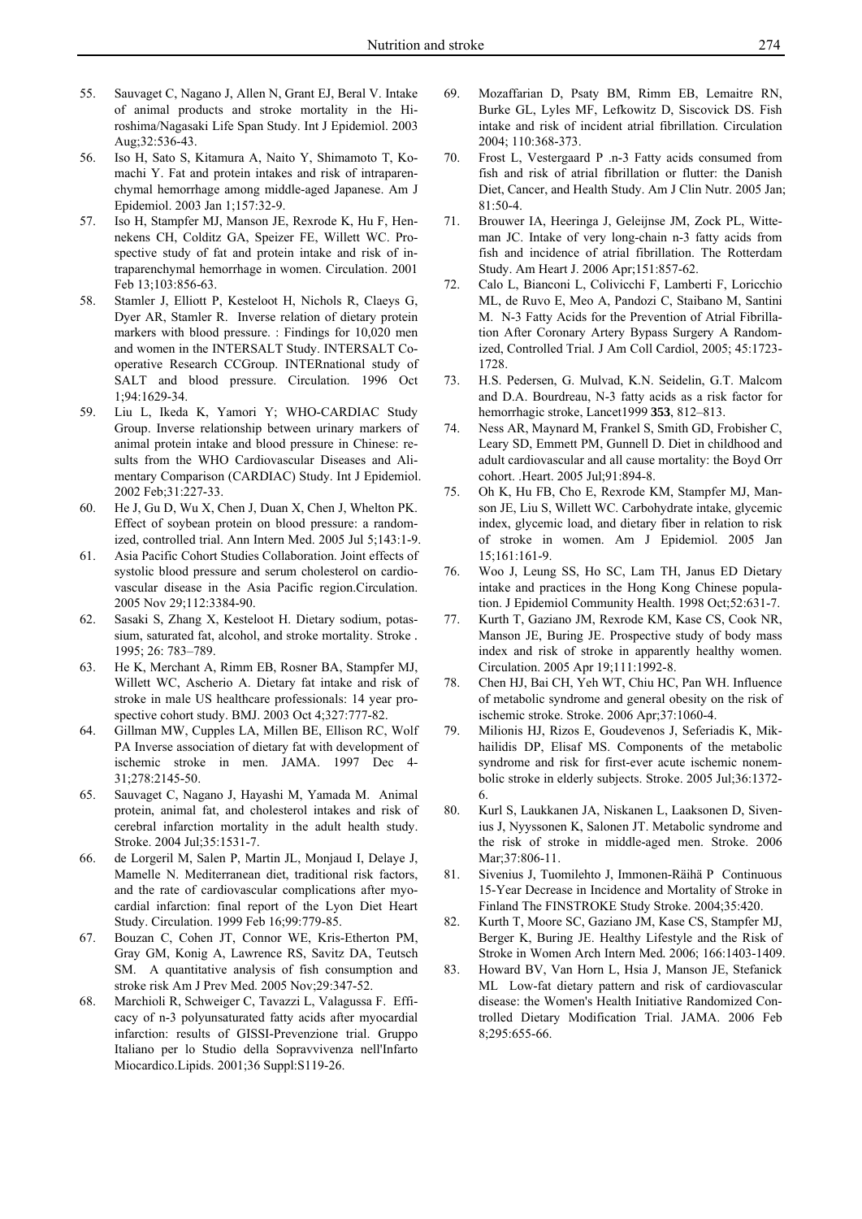55. Sauvaget C, Nagano J, Allen N, Grant EJ, Beral V. Intake of animal products and stroke mortality in the Hiroshima/Nagasaki Life Span Study. Int J Epidemiol. 2003 Aug;32:536-43.
56. Iso H, Sato S, Kitamura A, Naito Y, Shimamoto T, Komachi Y. Fat and protein intakes and risk of intraparenchymal hemorrhage among middle-aged Japanese. Am J Epidemiol. 2003 Jan 1;157:32-9.
57. Iso H, Stampfer MJ, Manson JE, Rexrode K, Hu F, Hennekens CH, Colditz GA, Speizer FE, Willett WC. Prospective study of fat and protein intake and risk of intraparenchymal hemorrhage in women. Circulation. 2001 Feb 13;103:856-63.
58. Stamler J, Elliott P, Kesteloot H, Nichols R, Claeys G, Dyer AR, Stamler R. Inverse relation of dietary protein markers with blood pressure. : Findings for 10,020 men and women in the INTERSALT Study. INTERSALT Cooperative Research CCGroup. INTERnational study of SALT and blood pressure. Circulation. 1996 Oct 1;94:1629-34.
59. Liu L, Ikeda K, Yamori Y; WHO-CARDIAC Study Group. Inverse relationship between urinary markers of animal protein intake and blood pressure in Chinese: results from the WHO Cardiovascular Diseases and Alimentary Comparison (CARDIAC) Study. Int J Epidemiol. 2002 Feb;31:227-33.
60. He J, Gu D, Wu X, Chen J, Duan X, Chen J, Whelton PK. Effect of soybean protein on blood pressure: a randomized, controlled trial. Ann Intern Med. 2005 Jul 5;143:1-9.
61. Asia Pacific Cohort Studies Collaboration. Joint effects of systolic blood pressure and serum cholesterol on cardiovascular disease in the Asia Pacific region.Circulation. 2005 Nov 29;112:3384-90.
62. Sasaki S, Zhang X, Kesteloot H. Dietary sodium, potassium, saturated fat, alcohol, and stroke mortality. Stroke . 1995; 26: 783–789.
63. He K, Merchant A, Rimm EB, Rosner BA, Stampfer MJ, Willett WC, Ascherio A. Dietary fat intake and risk of stroke in male US healthcare professionals: 14 year prospective cohort study. BMJ. 2003 Oct 4;327:777-82.
64. Gillman MW, Cupples LA, Millen BE, Ellison RC, Wolf PA Inverse association of dietary fat with development of ischemic stroke in men. JAMA. 1997 Dec 4-31;278:2145-50.
65. Sauvaget C, Nagano J, Hayashi M, Yamada M. Animal protein, animal fat, and cholesterol intakes and risk of cerebral infarction mortality in the adult health study. Stroke. 2004 Jul;35:1531-7.
66. de Lorgeril M, Salen P, Martin JL, Monjaud I, Delaye J, Mamelle N. Mediterranean diet, traditional risk factors, and the rate of cardiovascular complications after myocardial infarction: final report of the Lyon Diet Heart Study. Circulation. 1999 Feb 16;99:779-85.
67. Bouzan C, Cohen JT, Connor WE, Kris-Etherton PM, Gray GM, Konig A, Lawrence RS, Savitz DA, Teutsch SM. A quantitative analysis of fish consumption and stroke risk Am J Prev Med. 2005 Nov;29:347-52.
68. Marchioli R, Schweiger C, Tavazzi L, Valagussa F. Efficacy of n-3 polyunsaturated fatty acids after myocardial infarction: results of GISSI-Prevenzione trial. Gruppo Italiano per lo Studio della Sopravvivenza nell'Infarto Miocardico.Lipids. 2001;36 Suppl:S119-26.
69. Mozaffarian D, Psaty BM, Rimm EB, Lemaitre RN, Burke GL, Lyles MF, Lefkowitz D, Siscovick DS. Fish intake and risk of incident atrial fibrillation. Circulation 2004; 110:368-373.
70. Frost L, Vestergaard P .n-3 Fatty acids consumed from fish and risk of atrial fibrillation or flutter: the Danish Diet, Cancer, and Health Study. Am J Clin Nutr. 2005 Jan; 81:50-4.
71. Brouwer IA, Heeringa J, Geleijnse JM, Zock PL, Witteman JC. Intake of very long-chain n-3 fatty acids from fish and incidence of atrial fibrillation. The Rotterdam Study. Am Heart J. 2006 Apr;151:857-62.
72. Calo L, Bianconi L, Colivicchi F, Lamberti F, Loricchio ML, de Ruvo E, Meo A, Pandozi C, Staibano M, Santini M. N-3 Fatty Acids for the Prevention of Atrial Fibrillation After Coronary Artery Bypass Surgery A Randomized, Controlled Trial. J Am Coll Cardiol, 2005; 45:1723-1728.
73. H.S. Pedersen, G. Mulvad, K.N. Seidelin, G.T. Malcom and D.A. Bourdreau, N-3 fatty acids as a risk factor for hemorrhagic stroke, Lancet1999 **353**, 812–813.
74. Ness AR, Maynard M, Frankel S, Smith GD, Frobisher C, Leary SD, Emmett PM, Gunnell D. Diet in childhood and adult cardiovascular and all cause mortality: the Boyd Orr cohort. .Heart. 2005 Jul;91:894-8.
75. Oh K, Hu FB, Cho E, Rexrode KM, Stampfer MJ, Manson JE, Liu S, Willett WC. Carbohydrate intake, glycemic index, glycemic load, and dietary fiber in relation to risk of stroke in women. Am J Epidemiol. 2005 Jan 15;161:161-9.
76. Woo J, Leung SS, Ho SC, Lam TH, Janus ED Dietary intake and practices in the Hong Kong Chinese population. J Epidemiol Community Health. 1998 Oct;52:631-7.
77. Kurth T, Gaziano JM, Rexrode KM, Kase CS, Cook NR, Manson JE, Buring JE. Prospective study of body mass index and risk of stroke in apparently healthy women. Circulation. 2005 Apr 19;111:1992-8.
78. Chen HJ, Bai CH, Yeh WT, Chiu HC, Pan WH. Influence of metabolic syndrome and general obesity on the risk of ischemic stroke. Stroke. 2006 Apr;37:1060-4.
79. Milionis HJ, Rizos E, Goudevenos J, Seferiadis K, Mikhailidis DP, Elisaf MS. Components of the metabolic syndrome and risk for first-ever acute ischemic nonembolic stroke in elderly subjects. Stroke. 2005 Jul;36:1372-6.
80. Kurl S, Laukkanen JA, Niskanen L, Laaksonen D, Sivenius J, Nyyssonen K, Salonen JT. Metabolic syndrome and the risk of stroke in middle-aged men. Stroke. 2006 Mar;37:806-11.
81. Sivenius J, Tuomilehto J, Immonen-Räihä P Continuous 15-Year Decrease in Incidence and Mortality of Stroke in Finland The FINSTROKE Study Stroke. 2004;35:420.
82. Kurth T, Moore SC, Gaziano JM, Kase CS, Stampfer MJ, Berger K, Buring JE. Healthy Lifestyle and the Risk of Stroke in Women Arch Intern Med. 2006; 166:1403-1409.
83. Howard BV, Van Horn L, Hsia J, Manson JE, Stefanick ML Low-fat dietary pattern and risk of cardiovascular disease: the Women's Health Initiative Randomized Controlled Dietary Modification Trial. JAMA. 2006 Feb 8;295:655-66.